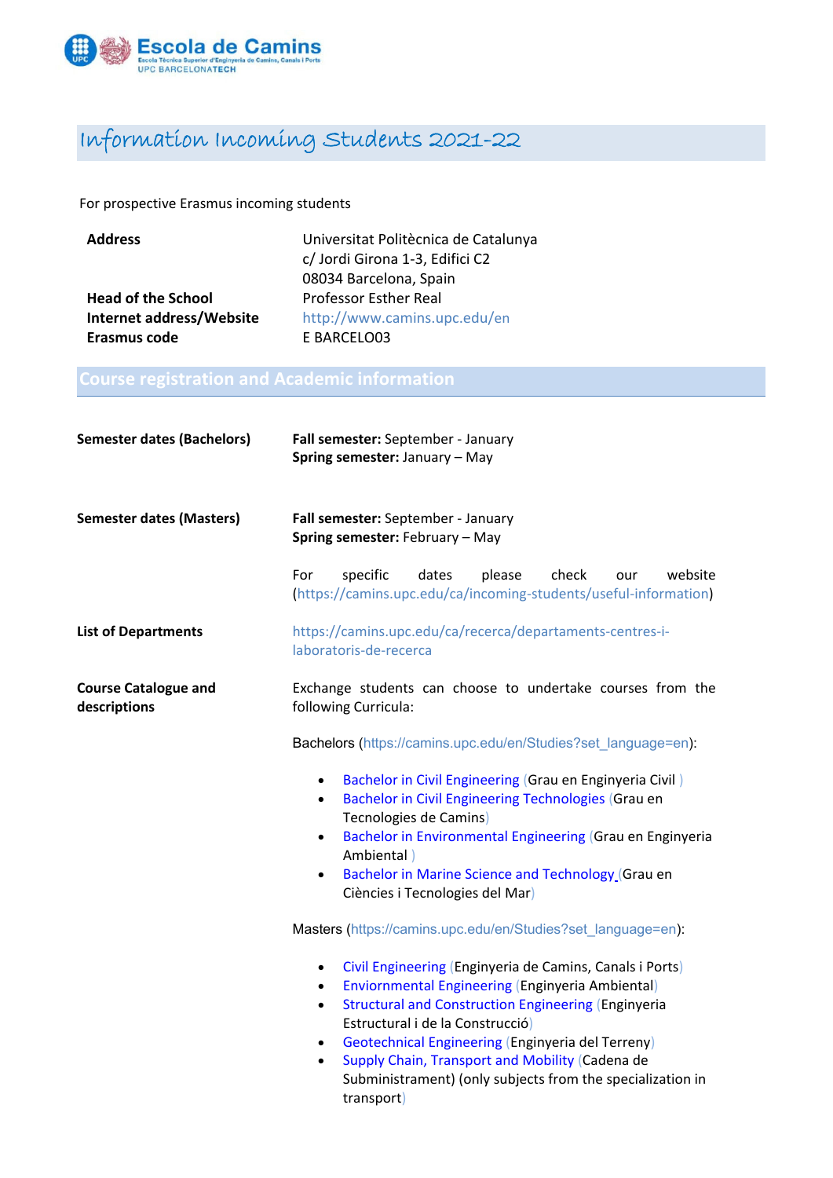Escola de Camins
Escola Tècnica Superior d'Enginyeria de Camins, Canals i Ports
UPC BARCELONATECH

# Information Incoming Students 2021-22

For prospective Erasmus incoming students

| | |
|---|---|
| **Address** | Universitat Politècnica de Catalunya<br>c/ Jordi Girona 1-3, Edifici C2<br>08034 Barcelona, Spain |
| **Head of the School** | Professor Esther Real |
| **Internet address/Website** | http://www.camins.upc.edu/en |
| **Erasmus code** | E BARCELO03 |

## Course registration and Academic information

**Semester dates (Bachelors)**

**Fall semester:** September - January
**Spring semester:** January – May

**Semester dates (Masters)**

**Fall semester:** September - January
**Spring semester:** February – May

For specific dates please check our website (https://camins.upc.edu/ca/incoming-students/useful-information)

**List of Departments**

https://camins.upc.edu/ca/recerca/departaments-centres-i-laboratoris-de-recerca

**Course Catalogue and descriptions**

Exchange students can choose to undertake courses from the following Curricula:

Bachelors (https://camins.upc.edu/en/Studies?set_language=en):

- Bachelor in Civil Engineering (Grau en Enginyeria Civil )
- Bachelor in Civil Engineering Technologies (Grau en Tecnologies de Camins)
- Bachelor in Environmental Engineering (Grau en Enginyeria Ambiental )
- Bachelor in Marine Science and Technology (Grau en Ciències i Tecnologies del Mar)

Masters (https://camins.upc.edu/en/Studies?set_language=en):

- Civil Engineering (Enginyeria de Camins, Canals i Ports)
- Enviornmental Engineering (Enginyeria Ambiental)
- Structural and Construction Engineering (Enginyeria Estructural i de la Construcció)
- Geotechnical Engineering (Enginyeria del Terreny)
- Supply Chain, Transport and Mobility (Cadena de Subministrament) (only subjects from the specialization in transport)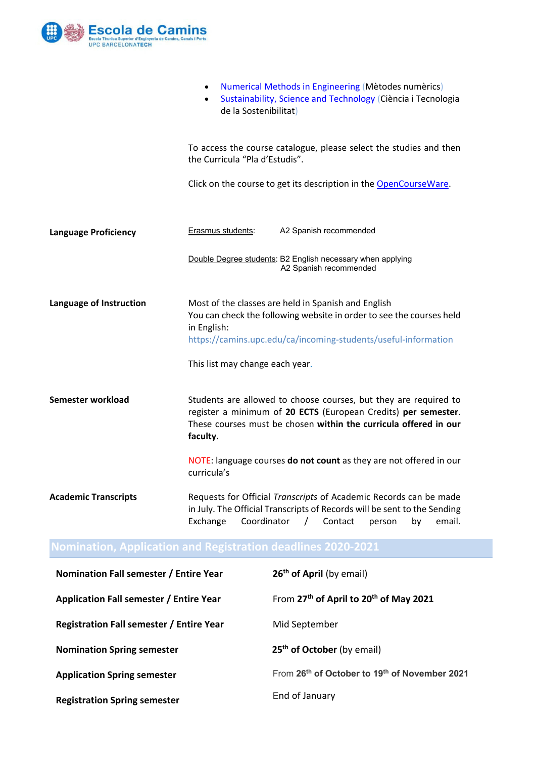- Numerical Methods in Engineering (Mètodes numèrics)
- Sustainability, Science and Technology (Ciència i Tecnologia de la Sostenibilitat)

To access the course catalogue, please select the studies and then the Curricula "Pla d'Estudis".

Click on the course to get its description in the OpenCourseWare.

**Language Proficiency**

Erasmus students: A2 Spanish recommended

Double Degree students: B2 English necessary when applying
A2 Spanish recommended

**Language of Instruction**

Most of the classes are held in Spanish and English
You can check the following website in order to see the courses held in English:
https://camins.upc.edu/ca/incoming-students/useful-information

This list may change each year.

**Semester workload**

Students are allowed to choose courses, but they are required to register a minimum of **20 ECTS** (European Credits) **per semester**. These courses must be chosen **within the curricula offered in our faculty.**

NOTE: language courses **do not count** as they are not offered in our curricula's

**Academic Transcripts**

Requests for Official *Transcripts* of Academic Records can be made in July. The Official Transcripts of Records will be sent to the Sending Exchange Coordinator / Contact person by email.

## Nomination, Application and Registration deadlines 2020-2021

| | |
|---|---|
| **Nomination Fall semester / Entire Year** | **26th of April** (by email) |
| **Application Fall semester / Entire Year** | From **27th of April to 20th of May 2021** |
| **Registration Fall semester / Entire Year** | Mid September |
| **Nomination Spring semester** | **25th of October** (by email) |
| **Application Spring semester** | From **26th of October to 19th of November 2021** |
| **Registration Spring semester** | End of January |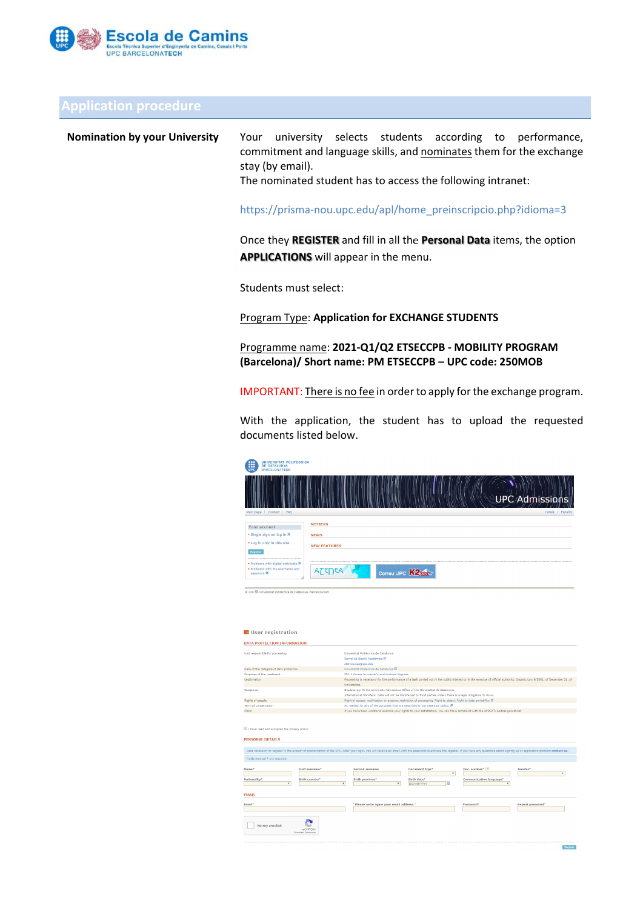## Application procedure

**Nomination by your University**

Your university selects students according to performance, commitment and language skills, and nominates them for the exchange stay (by email).

The nominated student has to access the following intranet:

https://prisma-nou.upc.edu/apl/home_preinscripcio.php?idioma=3

Once they **REGISTER** and fill in all the **Personal Data** items, the option **APPLICATIONS** will appear in the menu.

Students must select:

Program Type: **Application for EXCHANGE STUDENTS**

Programme name: **2021-Q1/Q2 ETSECCPB - MOBILITY PROGRAM (Barcelona)/ Short name: PM ETSECCPB – UPC code: 250MOB**

IMPORTANT: There is no fee in order to apply for the exchange program.

With the application, the student has to upload the requested documents listed below.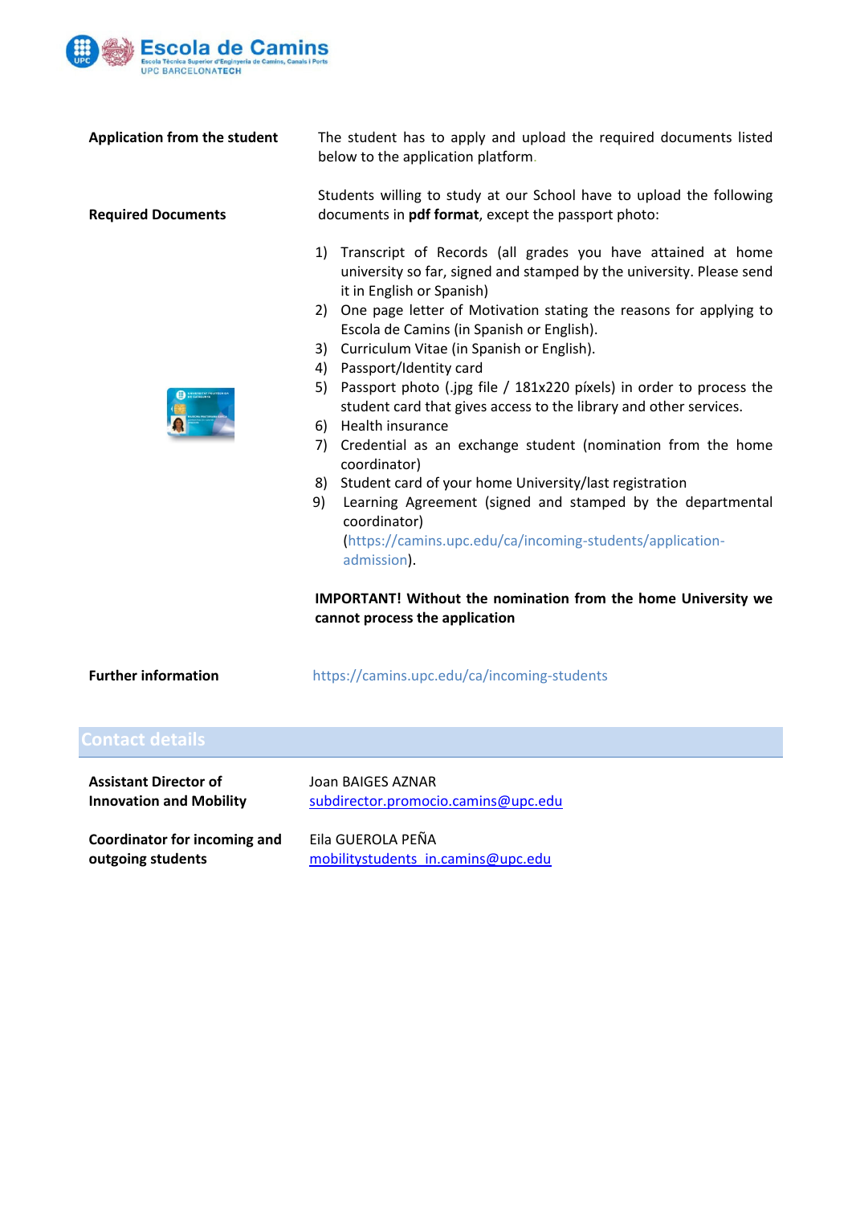**Application from the student**

The student has to apply and upload the required documents listed below to the application platform.

**Required Documents**

Students willing to study at our School have to upload the following documents in **pdf format**, except the passport photo:

1) Transcript of Records (all grades you have attained at home university so far, signed and stamped by the university. Please send it in English or Spanish)
2) One page letter of Motivation stating the reasons for applying to Escola de Camins (in Spanish or English).
3) Curriculum Vitae (in Spanish or English).
4) Passport/Identity card
5) Passport photo (.jpg file / 181x220 píxels) in order to process the student card that gives access to the library and other services.
6) Health insurance
7) Credential as an exchange student (nomination from the home coordinator)
8) Student card of your home University/last registration
9) Learning Agreement (signed and stamped by the departmental coordinator) (https://camins.upc.edu/ca/incoming-students/application-admission).

**IMPORTANT! Without the nomination from the home University we cannot process the application**

**Further information**

https://camins.upc.edu/ca/incoming-students

## Contact details

**Assistant Director of Innovation and Mobility**

Joan BAIGES AZNAR
subdirector.promocio.camins@upc.edu

**Coordinator for incoming and outgoing students**

Eila GUEROLA PEÑA
mobilitystudents_in.camins@upc.edu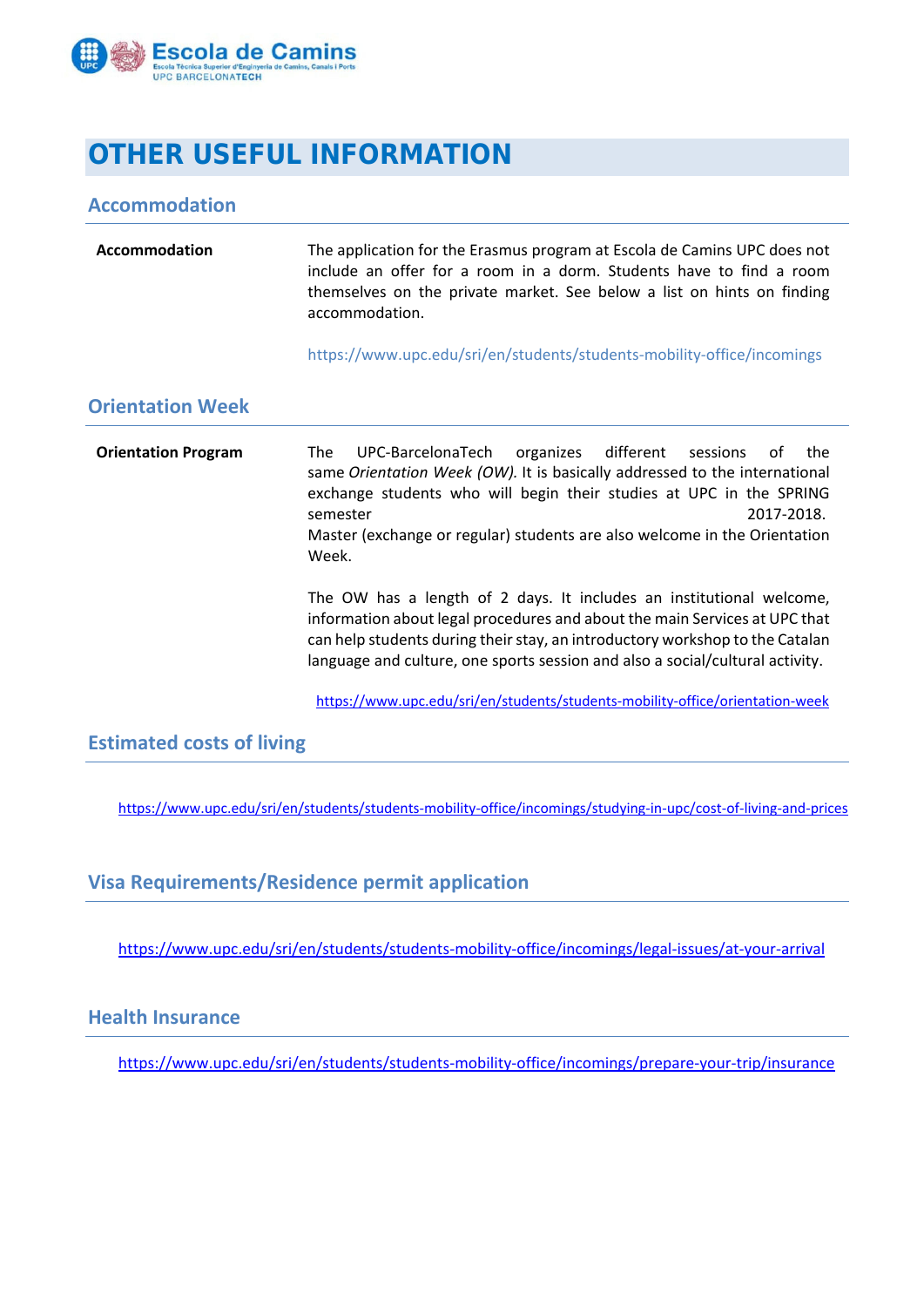# OTHER USEFUL INFORMATION

## Accommodation

| **Accommodation** | The application for the Erasmus program at Escola de Camins UPC does not include an offer for a room in a dorm. Students have to find a room themselves on the private market. See below a list on hints on finding accommodation.<br><br>https://www.upc.edu/sri/en/students/students-mobility-office/incomings |
|---|---|

## Orientation Week

| **Orientation Program** | The UPC-BarcelonaTech organizes different sessions of the same *Orientation Week (OW).* It is basically addressed to the international exchange students who will begin their studies at UPC in the SPRING semester 2017-2018. Master (exchange or regular) students are also welcome in the Orientation Week.<br><br>The OW has a length of 2 days. It includes an institutional welcome, information about legal procedures and about the main Services at UPC that can help students during their stay, an introductory workshop to the Catalan language and culture, one sports session and also a social/cultural activity.<br><br>https://www.upc.edu/sri/en/students/students-mobility-office/orientation-week |
|---|---|

## Estimated costs of living

https://www.upc.edu/sri/en/students/students-mobility-office/incomings/studying-in-upc/cost-of-living-and-prices

## Visa Requirements/Residence permit application

https://www.upc.edu/sri/en/students/students-mobility-office/incomings/legal-issues/at-your-arrival

## Health Insurance

https://www.upc.edu/sri/en/students/students-mobility-office/incomings/prepare-your-trip/insurance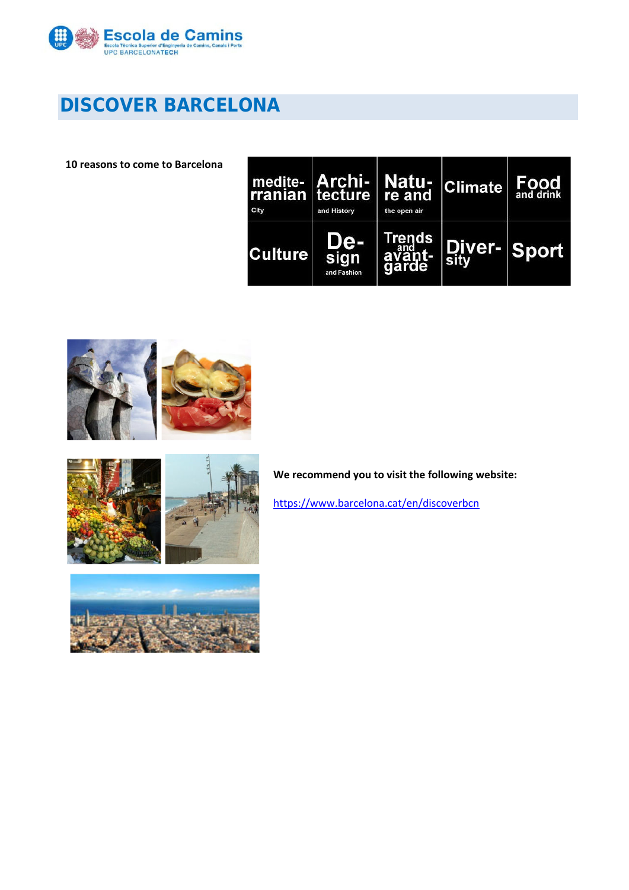# DISCOVER BARCELONA

**10 reasons to come to Barcelona**

| | | | | |
|---|---|---|---|---|
| medite-rranian City | Archi-tecture and History | Natu-re and the open air | Climate | Food and drink |
| Culture | De-sign and Fashion | Trends and avant-garde | Diver-sity | Sport |

**We recommend you to visit the following website:**

https://www.barcelona.cat/en/discoverbcn